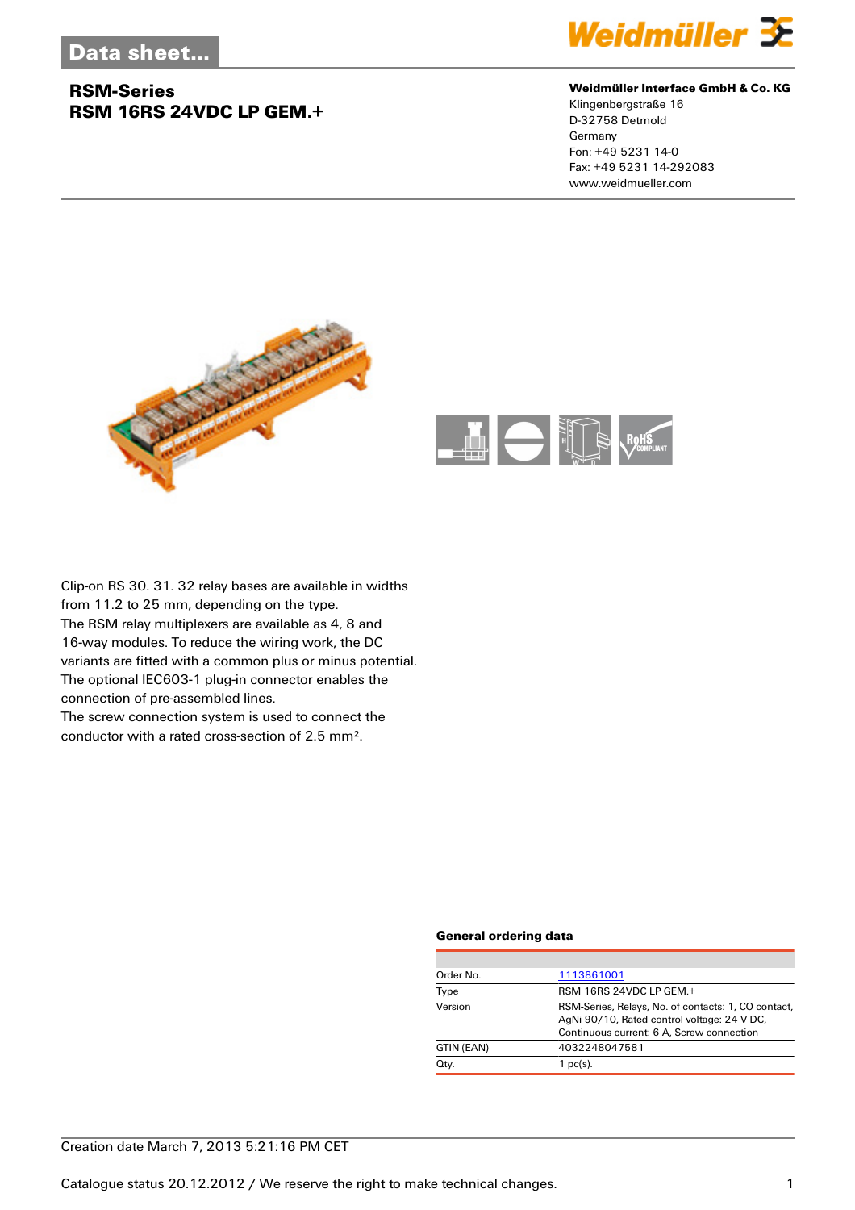# Data sheet...

## RSM-Series
## RSM 16RS 24VDC LP GEM.+

**Weidmüller Interface GmbH & Co. KG**
Klingenbergstraße 16
D-32758 Detmold
Germany
Fon: +49 5231 14-0
Fax: +49 5231 14-292083
www.weidmueller.com

Clip-on RS 30. 31. 32 relay bases are available in widths from 11.2 to 25 mm, depending on the type.
The RSM relay multiplexers are available as 4, 8 and 16-way modules. To reduce the wiring work, the DC variants are fitted with a common plus or minus potential.
The optional IEC603-1 plug-in connector enables the connection of pre-assembled lines.
The screw connection system is used to connect the conductor with a rated cross-section of 2.5 mm².

### General ordering data

| | |
|---|---|
| Order No. | 1113861001 |
| Type | RSM 16RS 24VDC LP GEM.+ |
| Version | RSM-Series, Relays, No. of contacts: 1, CO contact, AgNi 90/10, Rated control voltage: 24 V DC, Continuous current: 6 A, Screw connection |
| GTIN (EAN) | 4032248047581 |
| Qty. | 1 pc(s). |

Creation date March 7, 2013 5:21:16 PM CET

Catalogue status 20.12.2012 / We reserve the right to make technical changes.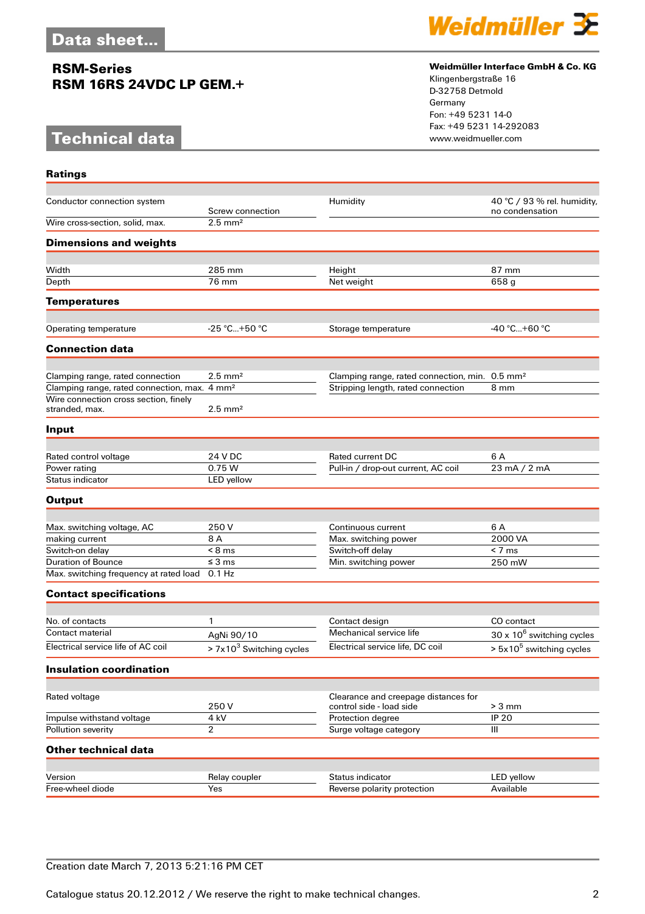# Data sheet...

**RSM-Series**
**RSM 16RS 24VDC LP GEM.+**

**Weidmüller Interface GmbH & Co. KG**
Klingenbergstraße 16
D-32758 Detmold
Germany
Fon: +49 5231 14-0
Fax: +49 5231 14-292083
www.weidmueller.com

## Technical data

### Ratings

| | | | |
|---|---|---|---|
| Conductor connection system | Screw connection | Humidity | 40 °C / 93 % rel. humidity, no condensation |
| Wire cross-section, solid, max. | 2.5 mm² | | |

### Dimensions and weights

| | | | |
|---|---|---|---|
| Width | 285 mm | Height | 87 mm |
| Depth | 76 mm | Net weight | 658 g |

### Temperatures

| | | | |
|---|---|---|---|
| Operating temperature | -25 °C...+50 °C | Storage temperature | -40 °C...+60 °C |

### Connection data

| | | | |
|---|---|---|---|
| Clamping range, rated connection | 2.5 mm² | Clamping range, rated connection, min. | 0.5 mm² |
| Clamping range, rated connection, max. | 4 mm² | Stripping length, rated connection | 8 mm |
| Wire connection cross section, finely stranded, max. | 2.5 mm² | | |

### Input

| | | | |
|---|---|---|---|
| Rated control voltage | 24 V DC | Rated current DC | 6 A |
| Power rating | 0.75 W | Pull-in / drop-out current, AC coil | 23 mA / 2 mA |
| Status indicator | LED yellow | | |

### Output

| | | | |
|---|---|---|---|
| Max. switching voltage, AC | 250 V | Continuous current | 6 A |
| making current | 8 A | Max. switching power | 2000 VA |
| Switch-on delay | < 8 ms | Switch-off delay | < 7 ms |
| Duration of Bounce | ≤ 3 ms | Min. switching power | 250 mW |
| Max. switching frequency at rated load | 0.1 Hz | | |

### Contact specifications

| | | | |
|---|---|---|---|
| No. of contacts | 1 | Contact design | CO contact |
| Contact material | AgNi 90/10 | Mechanical service life | 30 x $10^6$ switching cycles |
| Electrical service life of AC coil | > 7x$10^3$ Switching cycles | Electrical service life, DC coil | > 5x$10^5$ switching cycles |

### Insulation coordination

| | | | |
|---|---|---|---|
| Rated voltage | 250 V | Clearance and creepage distances for control side - load side | > 3 mm |
| Impulse withstand voltage | 4 kV | Protection degree | IP 20 |
| Pollution severity | 2 | Surge voltage category | III |

### Other technical data

| | | | |
|---|---|---|---|
| Version | Relay coupler | Status indicator | LED yellow |
| Free-wheel diode | Yes | Reverse polarity protection | Available |

Creation date March 7, 2013 5:21:16 PM CET

Catalogue status 20.12.2012 / We reserve the right to make technical changes.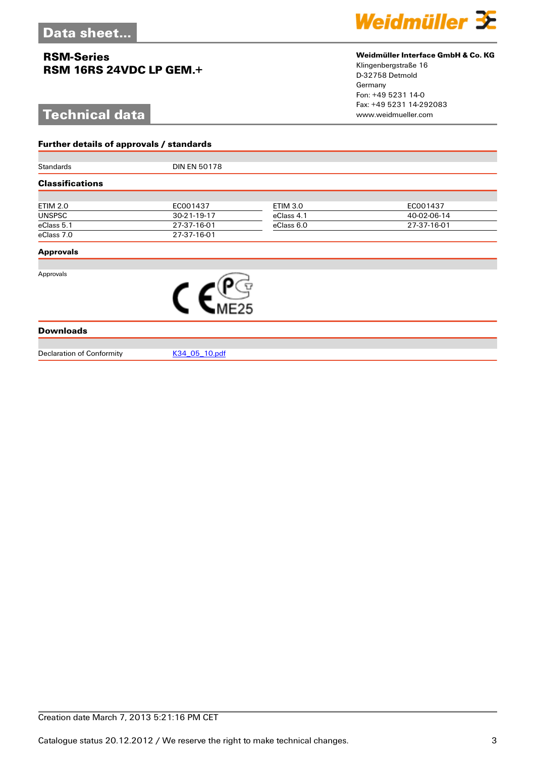# Data sheet...

## RSM-Series
## RSM 16RS 24VDC LP GEM.+

**Weidmüller Interface GmbH & Co. KG**
Klingenbergstraße 16
D-32758 Detmold
Germany
Fon: +49 5231 14-0
Fax: +49 5231 14-292083
www.weidmueller.com

# Technical data

### Further details of approvals / standards

| | |
|---|---|
| Standards | DIN EN 50178 |

### Classifications

| | | | |
|---|---|---|---|
| ETIM 2.0 | EC001437 | ETIM 3.0 | EC001437 |
| UNSPSC | 30-21-19-17 | eClass 4.1 | 40-02-06-14 |
| eClass 5.1 | 27-37-16-01 | eClass 6.0 | 27-37-16-01 |
| eClass 7.0 | 27-37-16-01 | | |

### Approvals

Approvals

CE ME25

### Downloads

| | |
|---|---|
| Declaration of Conformity | K34_05_10.pdf |

Creation date March 7, 2013 5:21:16 PM CET

Catalogue status 20.12.2012 / We reserve the right to make technical changes.